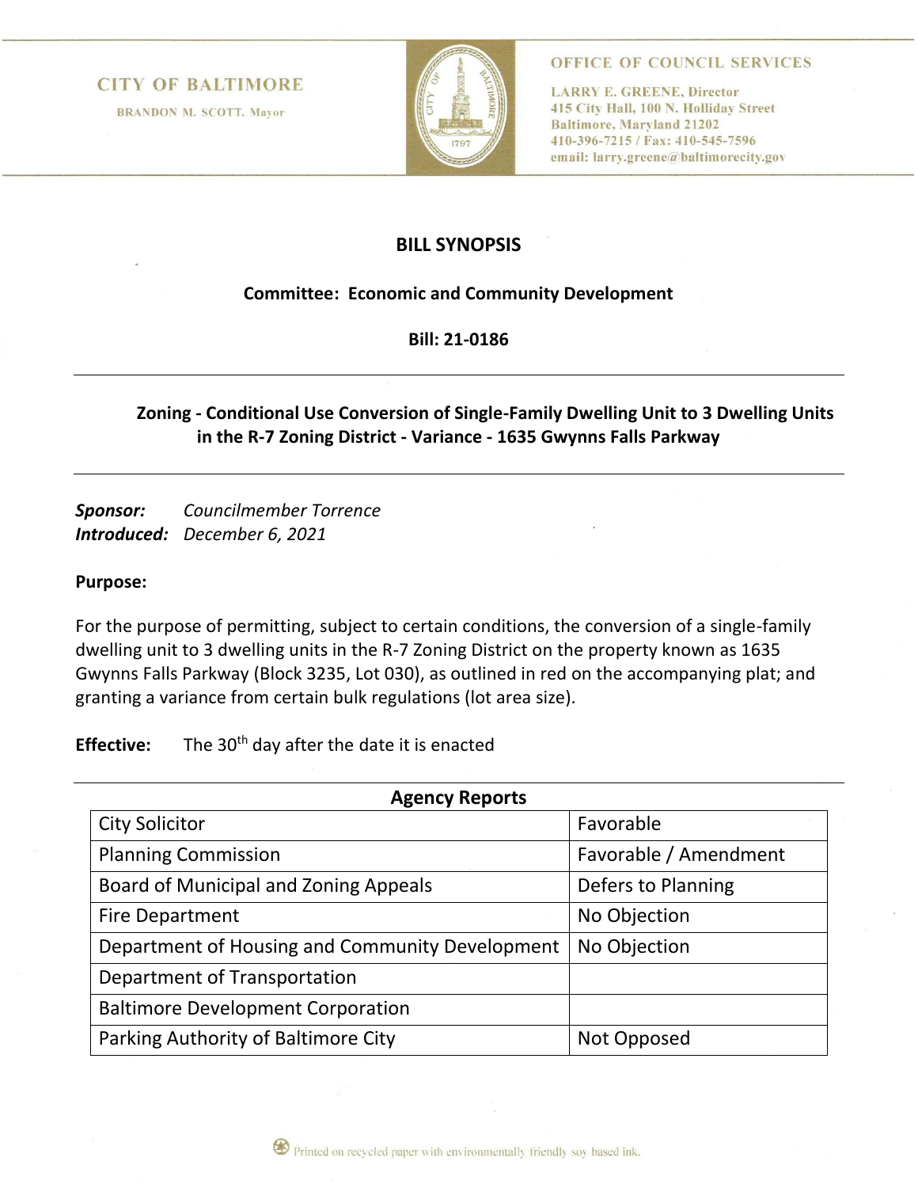CITY OF BALTIMORE

BRANDON M. SCOTT, Mayor

OFFICE OF COUNCIL SERVICES

LARRY E. GREENE, Director
415 City Hall, 100 N. Holliday Street
Baltimore, Maryland 21202
410-396-7215 / Fax: 410-545-7596
email: larry.greene@baltimorecity.gov

# BILL SYNOPSIS

**Committee: Economic and Community Development**

**Bill: 21-0186**

---

## Zoning - Conditional Use Conversion of Single-Family Dwelling Unit to 3 Dwelling Units in the R-7 Zoning District - Variance - 1635 Gwynns Falls Parkway

---

***Sponsor:*** *Councilmember Torrence*
***Introduced:*** *December 6, 2021*

**Purpose:**

For the purpose of permitting, subject to certain conditions, the conversion of a single-family dwelling unit to 3 dwelling units in the R-7 Zoning District on the property known as 1635 Gwynns Falls Parkway (Block 3235, Lot 030), as outlined in red on the accompanying plat; and granting a variance from certain bulk regulations (lot area size).

**Effective:** The 30th day after the date it is enacted

---

**Agency Reports**

| Agency | Report |
|---|---|
| City Solicitor | Favorable |
| Planning Commission | Favorable / Amendment |
| Board of Municipal and Zoning Appeals | Defers to Planning |
| Fire Department | No Objection |
| Department of Housing and Community Development | No Objection |
| Department of Transportation | |
| Baltimore Development Corporation | |
| Parking Authority of Baltimore City | Not Opposed |

Printed on recycled paper with environmentally friendly soy based ink.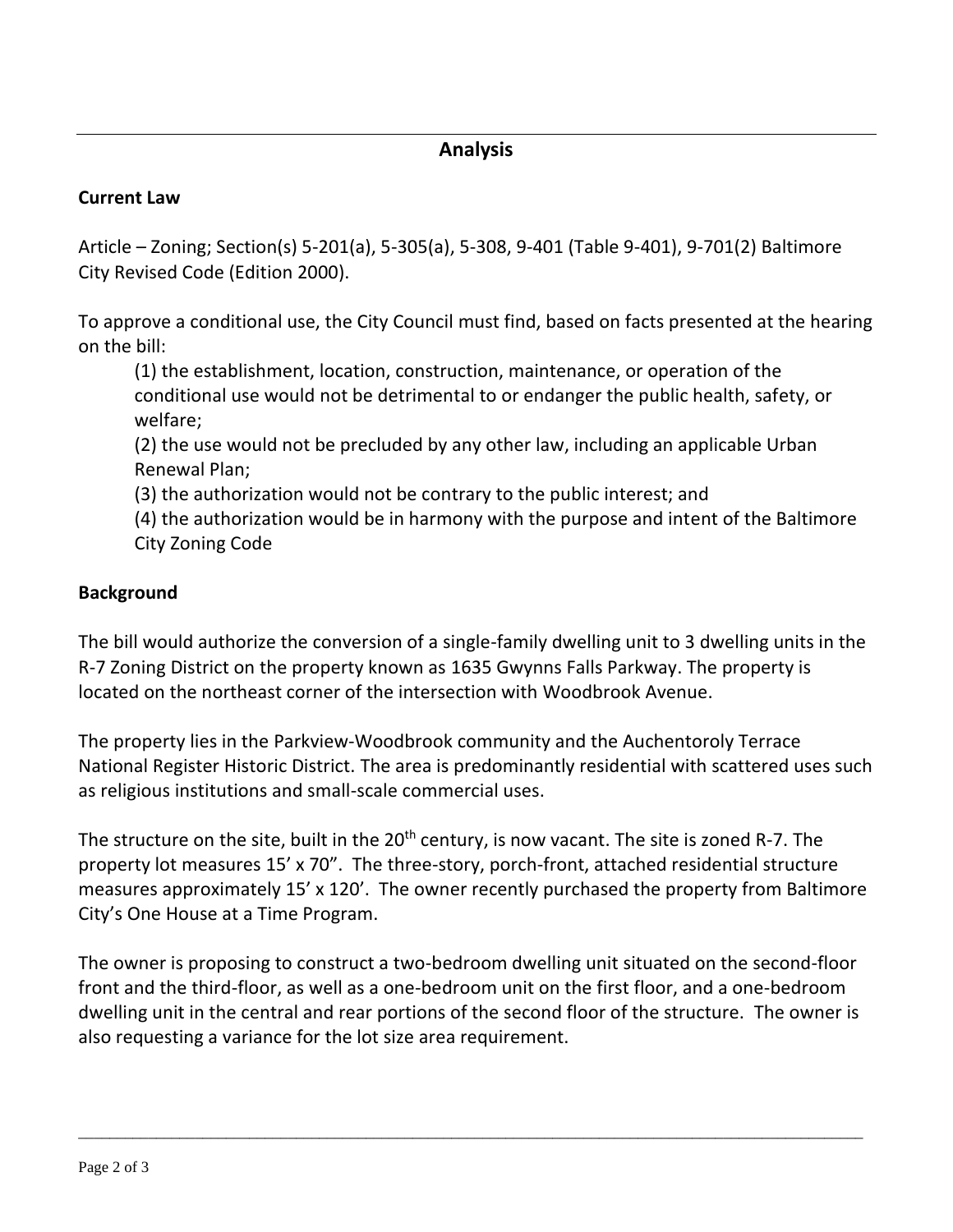## Analysis

### Current Law

Article – Zoning; Section(s) 5-201(a), 5-305(a), 5-308, 9-401 (Table 9-401), 9-701(2) Baltimore City Revised Code (Edition 2000).

To approve a conditional use, the City Council must find, based on facts presented at the hearing on the bill:

(1) the establishment, location, construction, maintenance, or operation of the conditional use would not be detrimental to or endanger the public health, safety, or welfare;
(2) the use would not be precluded by any other law, including an applicable Urban Renewal Plan;
(3) the authorization would not be contrary to the public interest; and
(4) the authorization would be in harmony with the purpose and intent of the Baltimore City Zoning Code

### Background

The bill would authorize the conversion of a single-family dwelling unit to 3 dwelling units in the R-7 Zoning District on the property known as 1635 Gwynns Falls Parkway. The property is located on the northeast corner of the intersection with Woodbrook Avenue.

The property lies in the Parkview-Woodbrook community and the Auchentoroly Terrace National Register Historic District. The area is predominantly residential with scattered uses such as religious institutions and small-scale commercial uses.

The structure on the site, built in the 20th century, is now vacant. The site is zoned R-7. The property lot measures 15' x 70". The three-story, porch-front, attached residential structure measures approximately 15' x 120'. The owner recently purchased the property from Baltimore City's One House at a Time Program.

The owner is proposing to construct a two-bedroom dwelling unit situated on the second-floor front and the third-floor, as well as a one-bedroom unit on the first floor, and a one-bedroom dwelling unit in the central and rear portions of the second floor of the structure. The owner is also requesting a variance for the lot size area requirement.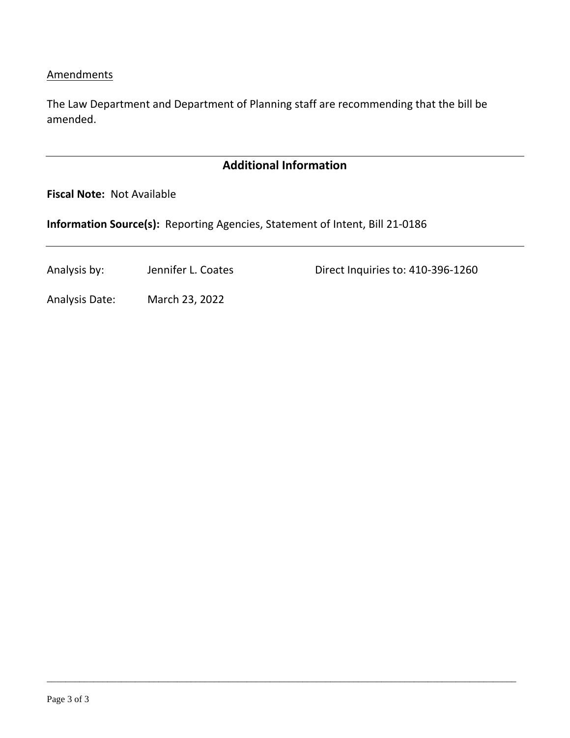Amendments

The Law Department and Department of Planning staff are recommending that the bill be amended.

---

## Additional Information

**Fiscal Note:** Not Available

**Information Source(s):** Reporting Agencies, Statement of Intent, Bill 21-0186

---

Analysis by: Jennifer L. Coates Direct Inquiries to: 410-396-1260

Analysis Date: March 23, 2022